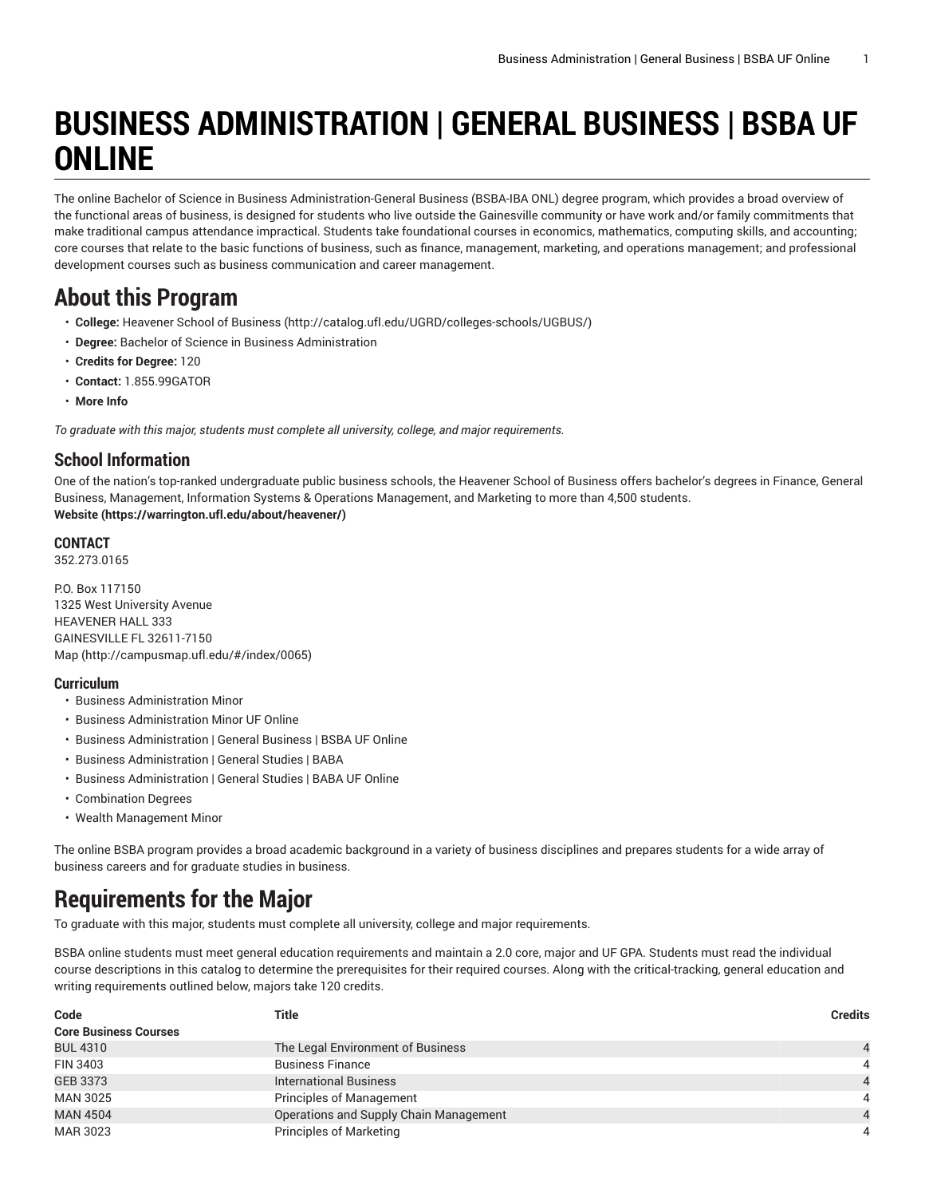# BUSINESS ADMINISTRATION | GENERAL BUSINESS | BSBA UF ONLINE

The online Bachelor of Science in Business Administration-General Business (BSBA-IBA ONL) degree program, which provides a broad overview of the functional areas of business, is designed for students who live outside the Gainesville community or have work and/or family commitments that make traditional campus attendance impractical. Students take foundational courses in economics, mathematics, computing skills, and accounting; core courses that relate to the basic functions of business, such as finance, management, marketing, and operations management; and professional development courses such as business communication and career management.

## About this Program

- **College:** Heavener School of Business (http://catalog.ufl.edu/UGRD/colleges-schools/UGBUS/)
- **Degree:** Bachelor of Science in Business Administration
- **Credits for Degree:** 120
- **Contact:** 1.855.99GATOR
- **More Info**

*To graduate with this major, students must complete all university, college, and major requirements.*

### School Information

One of the nation's top-ranked undergraduate public business schools, the Heavener School of Business offers bachelor's degrees in Finance, General Business, Management, Information Systems & Operations Management, and Marketing to more than 4,500 students.
**Website (https://warrington.ufl.edu/about/heavener/)**

#### CONTACT

352.273.0165

P.O. Box 117150
1325 West University Avenue
HEAVENER HALL 333
GAINESVILLE FL 32611-7150
Map (http://campusmap.ufl.edu/#/index/0065)

#### Curriculum

- Business Administration Minor
- Business Administration Minor UF Online
- Business Administration | General Business | BSBA UF Online
- Business Administration | General Studies | BABA
- Business Administration | General Studies | BABA UF Online
- Combination Degrees
- Wealth Management Minor

The online BSBA program provides a broad academic background in a variety of business disciplines and prepares students for a wide array of business careers and for graduate studies in business.

## Requirements for the Major

To graduate with this major, students must complete all university, college and major requirements.

BSBA online students must meet general education requirements and maintain a 2.0 core, major and UF GPA. Students must read the individual course descriptions in this catalog to determine the prerequisites for their required courses. Along with the critical-tracking, general education and writing requirements outlined below, majors take 120 credits.

| Code | Title | Credits |
|---|---|---|
| **Core Business Courses** | | |
| BUL 4310 | The Legal Environment of Business | 4 |
| FIN 3403 | Business Finance | 4 |
| GEB 3373 | International Business | 4 |
| MAN 3025 | Principles of Management | 4 |
| MAN 4504 | Operations and Supply Chain Management | 4 |
| MAR 3023 | Principles of Marketing | 4 |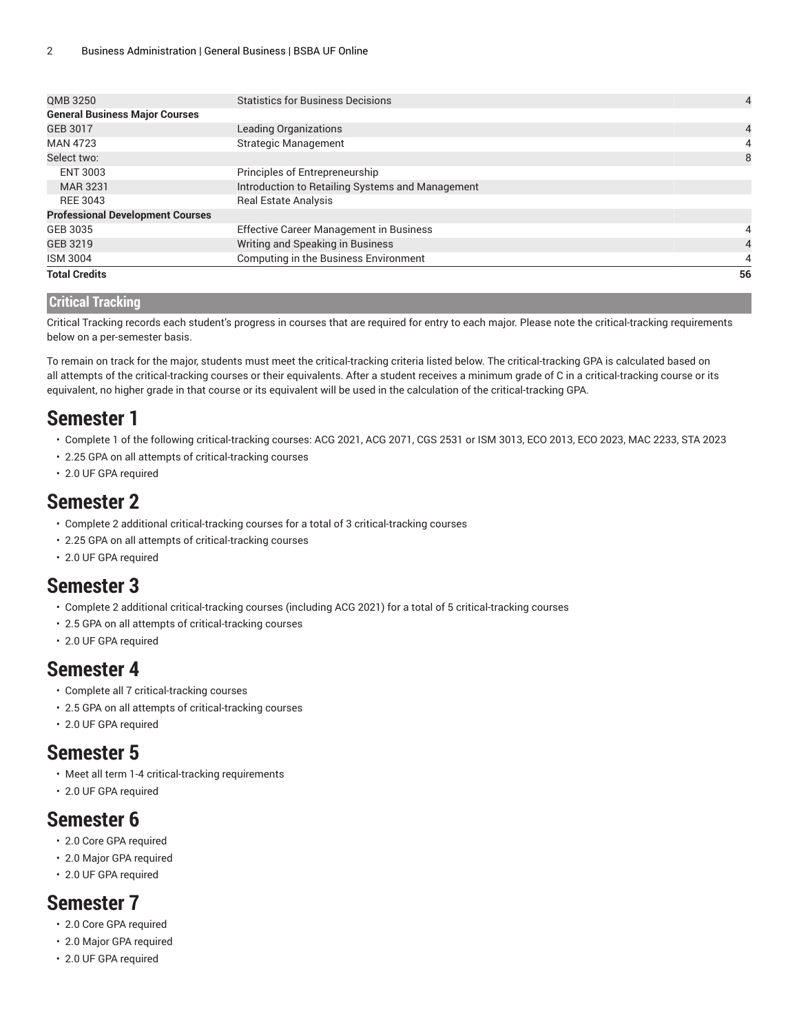| | | |
|---|---|---|
| QMB 3250 | Statistics for Business Decisions | 4 |
| **General Business Major Courses** | | |
| GEB 3017 | Leading Organizations | 4 |
| MAN 4723 | Strategic Management | 4 |
| Select two: | | 8 |
| ENT 3003 | Principles of Entrepreneurship | |
| MAR 3231 | Introduction to Retailing Systems and Management | |
| REE 3043 | Real Estate Analysis | |
| **Professional Development Courses** | | |
| GEB 3035 | Effective Career Management in Business | 4 |
| GEB 3219 | Writing and Speaking in Business | 4 |
| ISM 3004 | Computing in the Business Environment | 4 |
| **Total Credits** | | **56** |

## Critical Tracking

Critical Tracking records each student's progress in courses that are required for entry to each major. Please note the critical-tracking requirements below on a per-semester basis.

To remain on track for the major, students must meet the critical-tracking criteria listed below. The critical-tracking GPA is calculated based on all attempts of the critical-tracking courses or their equivalents. After a student receives a minimum grade of C in a critical-tracking course or its equivalent, no higher grade in that course or its equivalent will be used in the calculation of the critical-tracking GPA.

# Semester 1

- Complete 1 of the following critical-tracking courses: ACG 2021, ACG 2071, CGS 2531 or ISM 3013, ECO 2013, ECO 2023, MAC 2233, STA 2023
- 2.25 GPA on all attempts of critical-tracking courses
- 2.0 UF GPA required

# Semester 2

- Complete 2 additional critical-tracking courses for a total of 3 critical-tracking courses
- 2.25 GPA on all attempts of critical-tracking courses
- 2.0 UF GPA required

# Semester 3

- Complete 2 additional critical-tracking courses (including ACG 2021) for a total of 5 critical-tracking courses
- 2.5 GPA on all attempts of critical-tracking courses
- 2.0 UF GPA required

# Semester 4

- Complete all 7 critical-tracking courses
- 2.5 GPA on all attempts of critical-tracking courses
- 2.0 UF GPA required

# Semester 5

- Meet all term 1-4 critical-tracking requirements
- 2.0 UF GPA required

# Semester 6

- 2.0 Core GPA required
- 2.0 Major GPA required
- 2.0 UF GPA required

# Semester 7

- 2.0 Core GPA required
- 2.0 Major GPA required
- 2.0 UF GPA required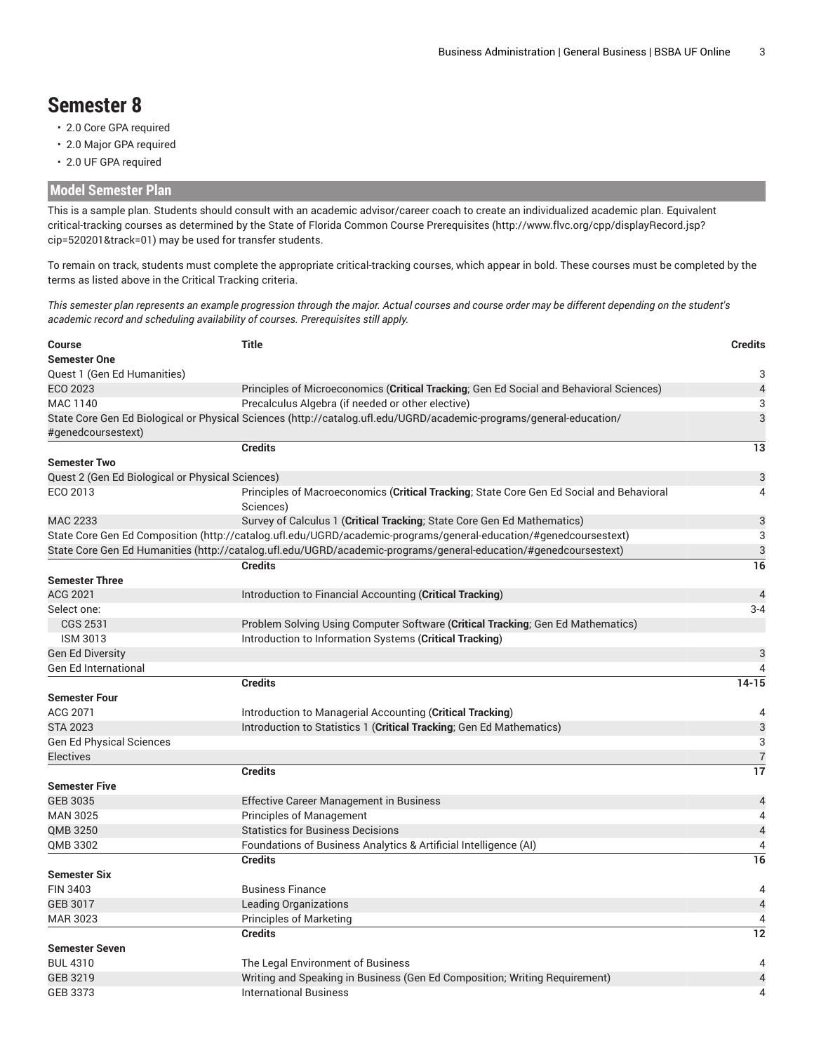## Semester 8

- 2.0 Core GPA required
- 2.0 Major GPA required
- 2.0 UF GPA required

## Model Semester Plan

This is a sample plan. Students should consult with an academic advisor/career coach to create an individualized academic plan. Equivalent critical-tracking courses as determined by the State of Florida Common Course Prerequisites (http://www.flvc.org/cpp/displayRecord.jsp?cip=520201&track=01) may be used for transfer students.

To remain on track, students must complete the appropriate critical-tracking courses, which appear in bold. These courses must be completed by the terms as listed above in the Critical Tracking criteria.

*This semester plan represents an example progression through the major. Actual courses and course order may be different depending on the student's academic record and scheduling availability of courses. Prerequisites still apply.*

| Course | Title | Credits |
|---|---|---|
| **Semester One** | | |
| Quest 1 (Gen Ed Humanities) | | 3 |
| ECO 2023 | Principles of Microeconomics (**Critical Tracking**; Gen Ed Social and Behavioral Sciences) | 4 |
| MAC 1140 | Precalculus Algebra (if needed or other elective) | 3 |
| State Core Gen Ed Biological or Physical Sciences (http://catalog.ufl.edu/UGRD/academic-programs/general-education/#genedcoursestext) | | 3 |
| | **Credits** | **13** |
| **Semester Two** | | |
| Quest 2 (Gen Ed Biological or Physical Sciences) | | 3 |
| ECO 2013 | Principles of Macroeconomics (**Critical Tracking**; State Core Gen Ed Social and Behavioral Sciences) | 4 |
| MAC 2233 | Survey of Calculus 1 (**Critical Tracking**; State Core Gen Ed Mathematics) | 3 |
| State Core Gen Ed Composition (http://catalog.ufl.edu/UGRD/academic-programs/general-education/#genedcoursestext) | | 3 |
| State Core Gen Ed Humanities (http://catalog.ufl.edu/UGRD/academic-programs/general-education/#genedcoursestext) | | 3 |
| | **Credits** | **16** |
| **Semester Three** | | |
| ACG 2021 | Introduction to Financial Accounting (**Critical Tracking**) | 4 |
| Select one: | | 3-4 |
| CGS 2531 | Problem Solving Using Computer Software (**Critical Tracking**; Gen Ed Mathematics) | |
| ISM 3013 | Introduction to Information Systems (**Critical Tracking**) | |
| Gen Ed Diversity | | 3 |
| Gen Ed International | | 4 |
| | **Credits** | **14-15** |
| **Semester Four** | | |
| ACG 2071 | Introduction to Managerial Accounting (**Critical Tracking**) | 4 |
| STA 2023 | Introduction to Statistics 1 (**Critical Tracking**; Gen Ed Mathematics) | 3 |
| Gen Ed Physical Sciences | | 3 |
| Electives | | 7 |
| | **Credits** | **17** |
| **Semester Five** | | |
| GEB 3035 | Effective Career Management in Business | 4 |
| MAN 3025 | Principles of Management | 4 |
| QMB 3250 | Statistics for Business Decisions | 4 |
| QMB 3302 | Foundations of Business Analytics & Artificial Intelligence (AI) | 4 |
| | **Credits** | **16** |
| **Semester Six** | | |
| FIN 3403 | Business Finance | 4 |
| GEB 3017 | Leading Organizations | 4 |
| MAR 3023 | Principles of Marketing | 4 |
| | **Credits** | **12** |
| **Semester Seven** | | |
| BUL 4310 | The Legal Environment of Business | 4 |
| GEB 3219 | Writing and Speaking in Business (Gen Ed Composition; Writing Requirement) | 4 |
| GEB 3373 | International Business | 4 |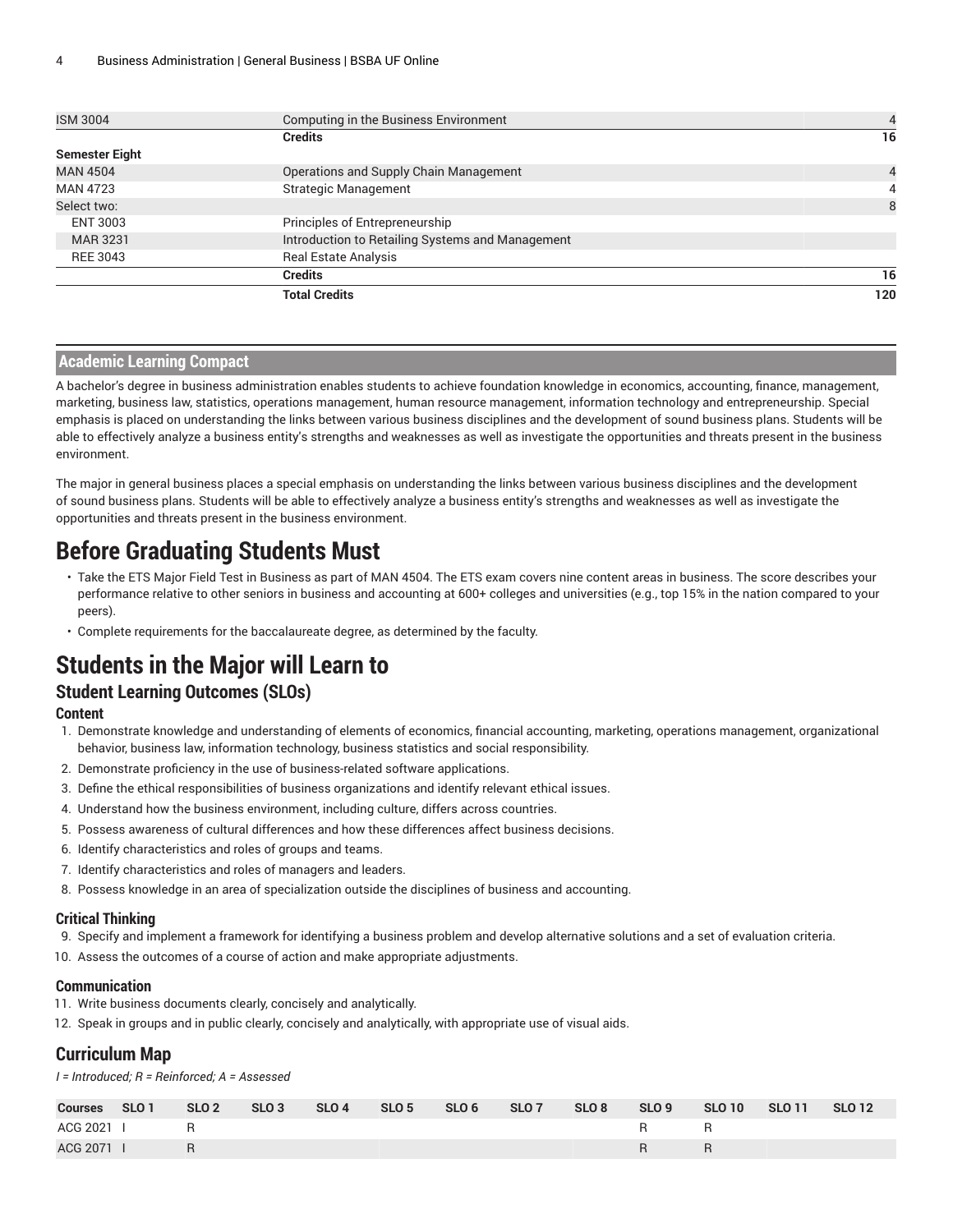| | | |
|---|---|---|
| ISM 3004 | Computing in the Business Environment | 4 |
| | **Credits** | **16** |
| **Semester Eight** | | |
| MAN 4504 | Operations and Supply Chain Management | 4 |
| MAN 4723 | Strategic Management | 4 |
| Select two: | | 8 |
| ENT 3003 | Principles of Entrepreneurship | |
| MAR 3231 | Introduction to Retailing Systems and Management | |
| REE 3043 | Real Estate Analysis | |
| | **Credits** | **16** |
| | **Total Credits** | **120** |

## Academic Learning Compact

A bachelor's degree in business administration enables students to achieve foundation knowledge in economics, accounting, finance, management, marketing, business law, statistics, operations management, human resource management, information technology and entrepreneurship. Special emphasis is placed on understanding the links between various business disciplines and the development of sound business plans. Students will be able to effectively analyze a business entity's strengths and weaknesses as well as investigate the opportunities and threats present in the business environment.

The major in general business places a special emphasis on understanding the links between various business disciplines and the development of sound business plans. Students will be able to effectively analyze a business entity's strengths and weaknesses as well as investigate the opportunities and threats present in the business environment.

# Before Graduating Students Must

- Take the ETS Major Field Test in Business as part of MAN 4504. The ETS exam covers nine content areas in business. The score describes your performance relative to other seniors in business and accounting at 600+ colleges and universities (e.g., top 15% in the nation compared to your peers).
- Complete requirements for the baccalaureate degree, as determined by the faculty.

# Students in the Major will Learn to

## Student Learning Outcomes (SLOs)

### Content

1. Demonstrate knowledge and understanding of elements of economics, financial accounting, marketing, operations management, organizational behavior, business law, information technology, business statistics and social responsibility.
2. Demonstrate proficiency in the use of business-related software applications.
3. Define the ethical responsibilities of business organizations and identify relevant ethical issues.
4. Understand how the business environment, including culture, differs across countries.
5. Possess awareness of cultural differences and how these differences affect business decisions.
6. Identify characteristics and roles of groups and teams.
7. Identify characteristics and roles of managers and leaders.
8. Possess knowledge in an area of specialization outside the disciplines of business and accounting.

### Critical Thinking

9. Specify and implement a framework for identifying a business problem and develop alternative solutions and a set of evaluation criteria.
10. Assess the outcomes of a course of action and make appropriate adjustments.

### Communication

11. Write business documents clearly, concisely and analytically.
12. Speak in groups and in public clearly, concisely and analytically, with appropriate use of visual aids.

## Curriculum Map

*I = Introduced; R = Reinforced; A = Assessed*

| Courses | SLO 1 | SLO 2 | SLO 3 | SLO 4 | SLO 5 | SLO 6 | SLO 7 | SLO 8 | SLO 9 | SLO 10 | SLO 11 | SLO 12 |
|---|---|---|---|---|---|---|---|---|---|---|---|---|
| ACG 2021 | I | R | | | | | | | R | R | | |
| ACG 2071 | I | R | | | | | | | R | R | | |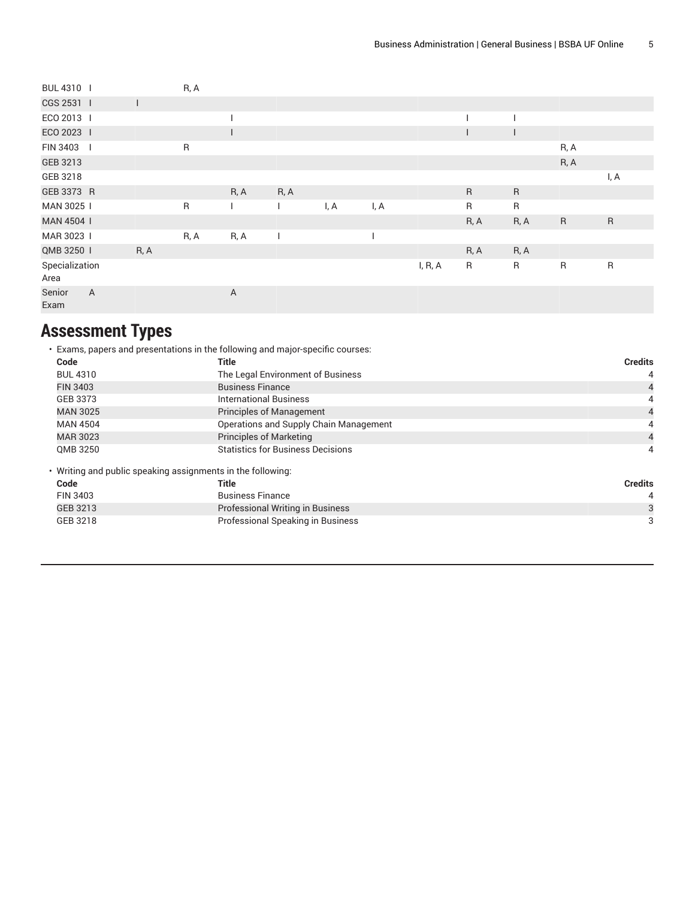| | | | | | | | | | | | | |
|---|---|---|---|---|---|---|---|---|---|---|---|---|
| BUL 4310 | I | | R, A | | | | | | | | | |
| CGS 2531 | I | I | | | | | | | | | | |
| ECO 2013 | I | | | I | | | | | I | I | | |
| ECO 2023 | I | | | I | | | | | I | I | | |
| FIN 3403 | I | | R | | | | | | | | R, A | |
| GEB 3213 | | | | | | | | | | | R, A | |
| GEB 3218 | | | | | | | | | | | | I, A |
| GEB 3373 | R | | | R, A | R, A | | | | R | R | | |
| MAN 3025 | I | | R | I | I | I, A | I, A | | R | R | | |
| MAN 4504 | I | | | | | | | | R, A | R, A | R | R |
| MAR 3023 | I | | R, A | R, A | I | | I | | | | | |
| QMB 3250 | I | R, A | | | | | | | R, A | R, A | | |
| Specialization Area | | | | | | | | I, R, A | R | R | R | R |
| Senior Exam | A | | | A | | | | | | | | |

## Assessment Types

- Exams, papers and presentations in the following and major-specific courses:

| Code | Title | Credits |
|---|---|---|
| BUL 4310 | The Legal Environment of Business | 4 |
| FIN 3403 | Business Finance | 4 |
| GEB 3373 | International Business | 4 |
| MAN 3025 | Principles of Management | 4 |
| MAN 4504 | Operations and Supply Chain Management | 4 |
| MAR 3023 | Principles of Marketing | 4 |
| QMB 3250 | Statistics for Business Decisions | 4 |

- Writing and public speaking assignments in the following:

| Code | Title | Credits |
|---|---|---|
| FIN 3403 | Business Finance | 4 |
| GEB 3213 | Professional Writing in Business | 3 |
| GEB 3218 | Professional Speaking in Business | 3 |